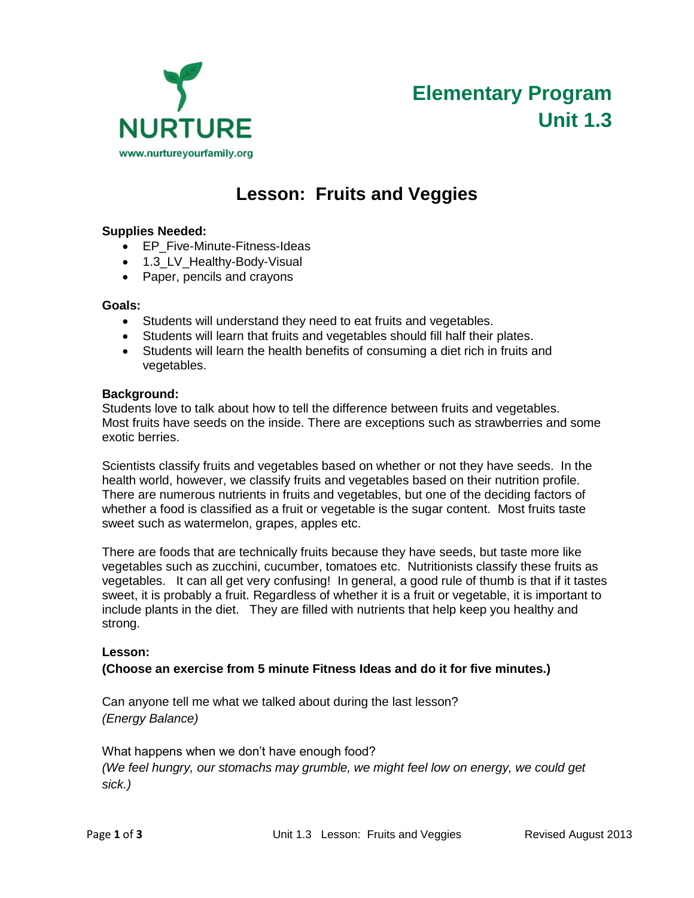NURTURE

www.nurtureyourfamily.org

# Elementary Program Unit 1.3

## Lesson: Fruits and Veggies

**Supplies Needed:**

- EP_Five-Minute-Fitness-Ideas
- 1.3_LV_Healthy-Body-Visual
- Paper, pencils and crayons

**Goals:**

- Students will understand they need to eat fruits and vegetables.
- Students will learn that fruits and vegetables should fill half their plates.
- Students will learn the health benefits of consuming a diet rich in fruits and vegetables.

**Background:**

Students love to talk about how to tell the difference between fruits and vegetables. Most fruits have seeds on the inside. There are exceptions such as strawberries and some exotic berries.

Scientists classify fruits and vegetables based on whether or not they have seeds. In the health world, however, we classify fruits and vegetables based on their nutrition profile. There are numerous nutrients in fruits and vegetables, but one of the deciding factors of whether a food is classified as a fruit or vegetable is the sugar content. Most fruits taste sweet such as watermelon, grapes, apples etc.

There are foods that are technically fruits because they have seeds, but taste more like vegetables such as zucchini, cucumber, tomatoes etc. Nutritionists classify these fruits as vegetables. It can all get very confusing! In general, a good rule of thumb is that if it tastes sweet, it is probably a fruit. Regardless of whether it is a fruit or vegetable, it is important to include plants in the diet. They are filled with nutrients that help keep you healthy and strong.

**Lesson:**

**(Choose an exercise from 5 minute Fitness Ideas and do it for five minutes.)**

Can anyone tell me what we talked about during the last lesson?
*(Energy Balance)*

What happens when we don't have enough food?
*(We feel hungry, our stomachs may grumble, we might feel low on energy, we could get sick.)*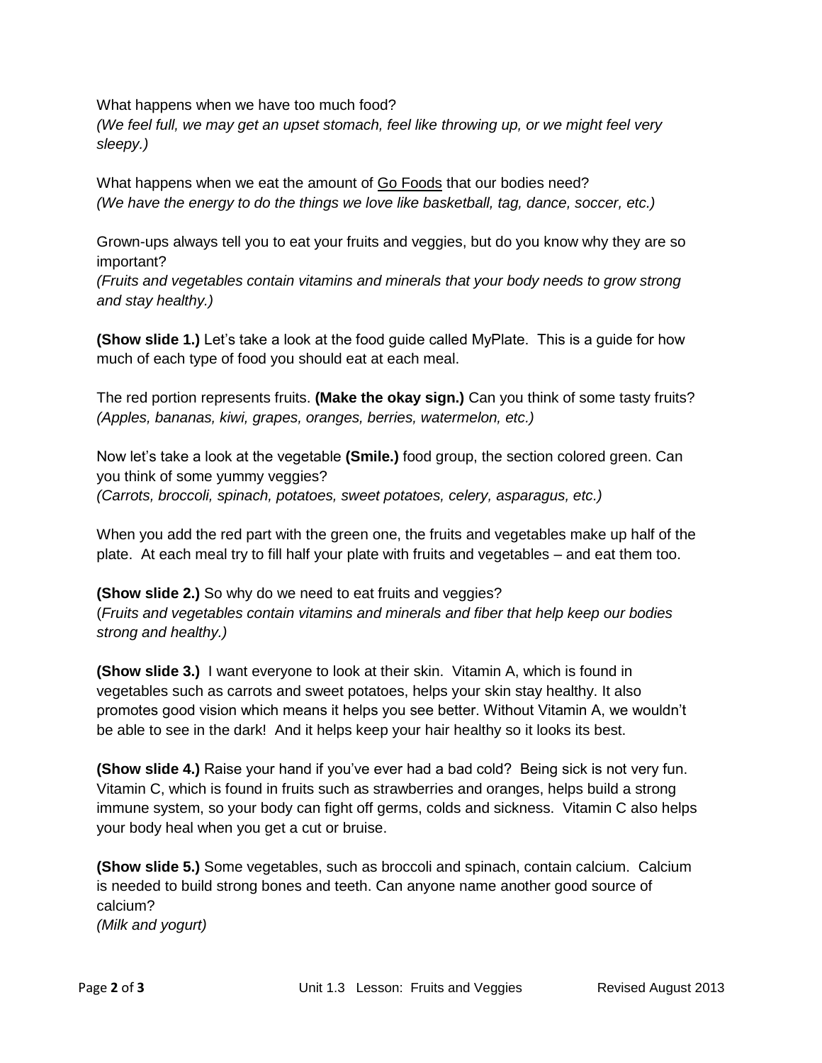What happens when we have too much food?
*(We feel full, we may get an upset stomach, feel like throwing up, or we might feel very sleepy.)*

What happens when we eat the amount of <u>Go Foods</u> that our bodies need?
*(We have the energy to do the things we love like basketball, tag, dance, soccer, etc.)*

Grown-ups always tell you to eat your fruits and veggies, but do you know why they are so important?
*(Fruits and vegetables contain vitamins and minerals that your body needs to grow strong and stay healthy.)*

**(Show slide 1.)** Let's take a look at the food guide called MyPlate. This is a guide for how much of each type of food you should eat at each meal.

The red portion represents fruits. **(Make the okay sign.)** Can you think of some tasty fruits?
*(Apples, bananas, kiwi, grapes, oranges, berries, watermelon, etc.)*

Now let's take a look at the vegetable **(Smile.)** food group, the section colored green. Can you think of some yummy veggies?
*(Carrots, broccoli, spinach, potatoes, sweet potatoes, celery, asparagus, etc.)*

When you add the red part with the green one, the fruits and vegetables make up half of the plate. At each meal try to fill half your plate with fruits and vegetables – and eat them too.

**(Show slide 2.)** So why do we need to eat fruits and veggies?
(*Fruits and vegetables contain vitamins and minerals and fiber that help keep our bodies strong and healthy.)*

**(Show slide 3.)** I want everyone to look at their skin. Vitamin A, which is found in vegetables such as carrots and sweet potatoes, helps your skin stay healthy. It also promotes good vision which means it helps you see better. Without Vitamin A, we wouldn't be able to see in the dark! And it helps keep your hair healthy so it looks its best.

**(Show slide 4.)** Raise your hand if you've ever had a bad cold? Being sick is not very fun. Vitamin C, which is found in fruits such as strawberries and oranges, helps build a strong immune system, so your body can fight off germs, colds and sickness. Vitamin C also helps your body heal when you get a cut or bruise.

**(Show slide 5.)** Some vegetables, such as broccoli and spinach, contain calcium. Calcium is needed to build strong bones and teeth. Can anyone name another good source of calcium?
*(Milk and yogurt)*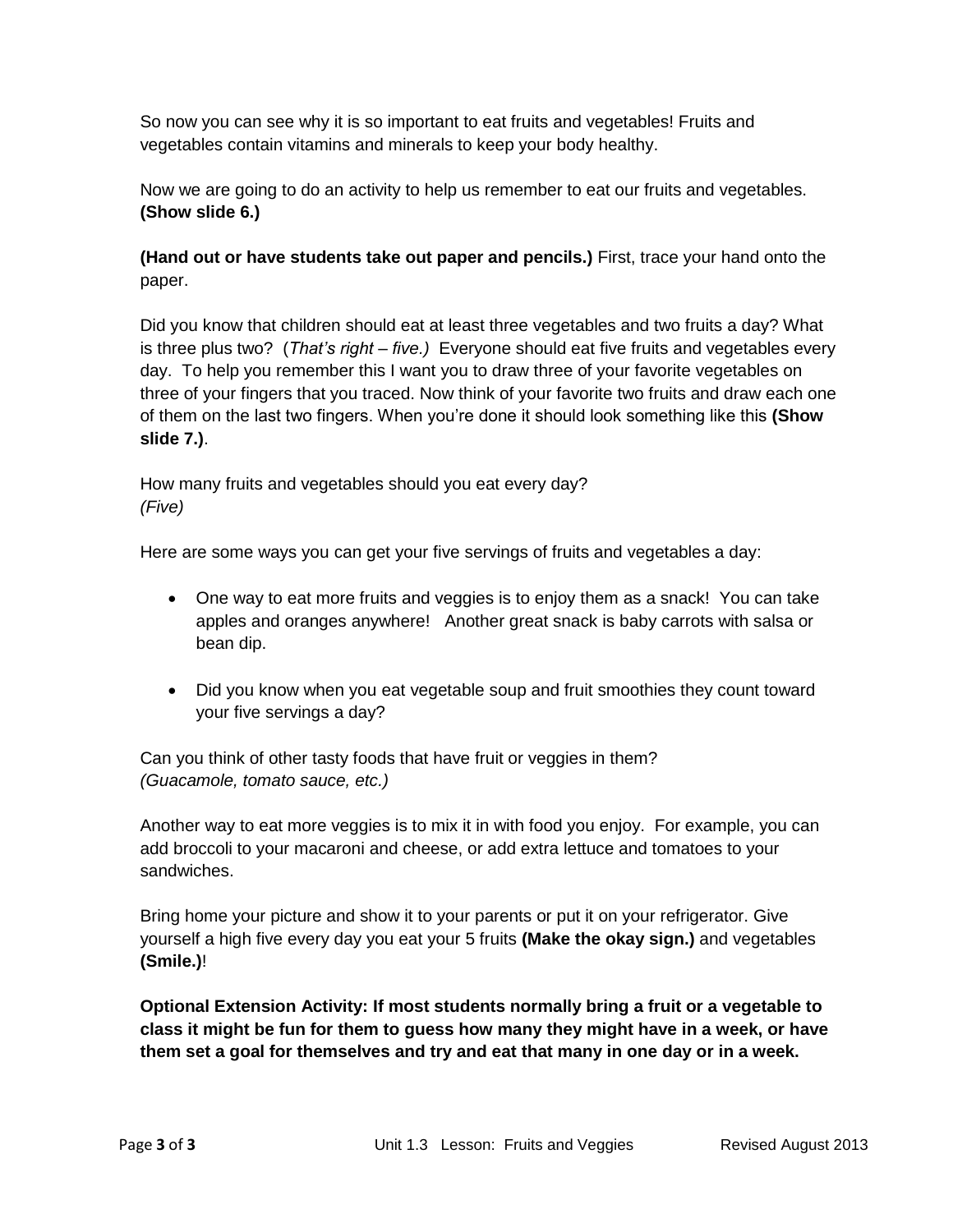So now you can see why it is so important to eat fruits and vegetables! Fruits and vegetables contain vitamins and minerals to keep your body healthy.

Now we are going to do an activity to help us remember to eat our fruits and vegetables. **(Show slide 6.)**

**(Hand out or have students take out paper and pencils.)** First, trace your hand onto the paper.

Did you know that children should eat at least three vegetables and two fruits a day? What is three plus two? (*That's right – five.)* Everyone should eat five fruits and vegetables every day. To help you remember this I want you to draw three of your favorite vegetables on three of your fingers that you traced. Now think of your favorite two fruits and draw each one of them on the last two fingers. When you're done it should look something like this **(Show slide 7.)**.

How many fruits and vegetables should you eat every day?
*(Five)*

Here are some ways you can get your five servings of fruits and vegetables a day:

- One way to eat more fruits and veggies is to enjoy them as a snack! You can take apples and oranges anywhere! Another great snack is baby carrots with salsa or bean dip.
- Did you know when you eat vegetable soup and fruit smoothies they count toward your five servings a day?

Can you think of other tasty foods that have fruit or veggies in them?
*(Guacamole, tomato sauce, etc.)*

Another way to eat more veggies is to mix it in with food you enjoy. For example, you can add broccoli to your macaroni and cheese, or add extra lettuce and tomatoes to your sandwiches.

Bring home your picture and show it to your parents or put it on your refrigerator. Give yourself a high five every day you eat your 5 fruits **(Make the okay sign.)** and vegetables **(Smile.)**!

**Optional Extension Activity: If most students normally bring a fruit or a vegetable to class it might be fun for them to guess how many they might have in a week, or have them set a goal for themselves and try and eat that many in one day or in a week.**